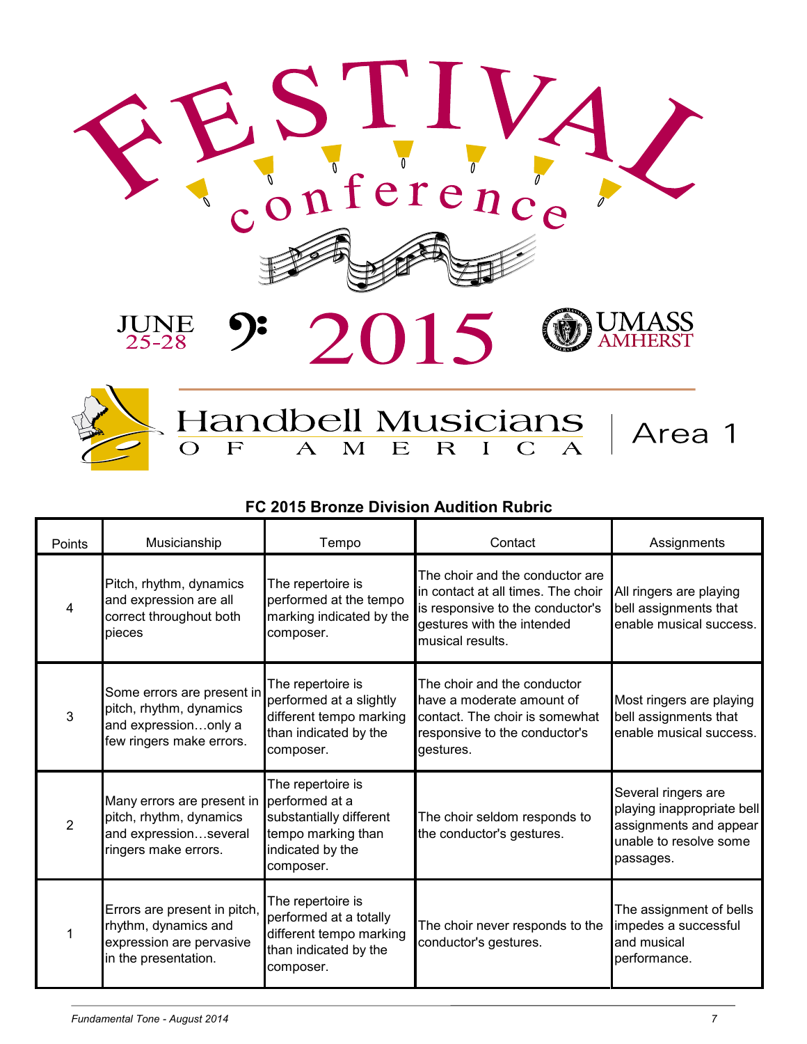# FESTIVAL conference

JUNE 25-28 2015 UMASS AMHERST

Handbell Musicians OF AMERICA | Area 1

## FC 2015 Bronze Division Audition Rubric

| Points | Musicianship | Tempo | Contact | Assignments |
|---|---|---|---|---|
| 4 | Pitch, rhythm, dynamics and expression are all correct throughout both pieces | The repertoire is performed at the tempo marking indicated by the composer. | The choir and the conductor are in contact at all times. The choir is responsive to the conductor's gestures with the intended musical results. | All ringers are playing bell assignments that enable musical success. |
| 3 | Some errors are present in pitch, rhythm, dynamics and expression…only a few ringers make errors. | The repertoire is performed at a slightly different tempo marking than indicated by the composer. | The choir and the conductor have a moderate amount of contact. The choir is somewhat responsive to the conductor's gestures. | Most ringers are playing bell assignments that enable musical success. |
| 2 | Many errors are present in pitch, rhythm, dynamics and expression…several ringers make errors. | The repertoire is performed at a substantially different tempo marking than indicated by the composer. | The choir seldom responds to the conductor's gestures. | Several ringers are playing inappropriate bell assignments and appear unable to resolve some passages. |
| 1 | Errors are present in pitch, rhythm, dynamics and expression are pervasive in the presentation. | The repertoire is performed at a totally different tempo marking than indicated by the composer. | The choir never responds to the conductor's gestures. | The assignment of bells impedes a successful and musical performance. |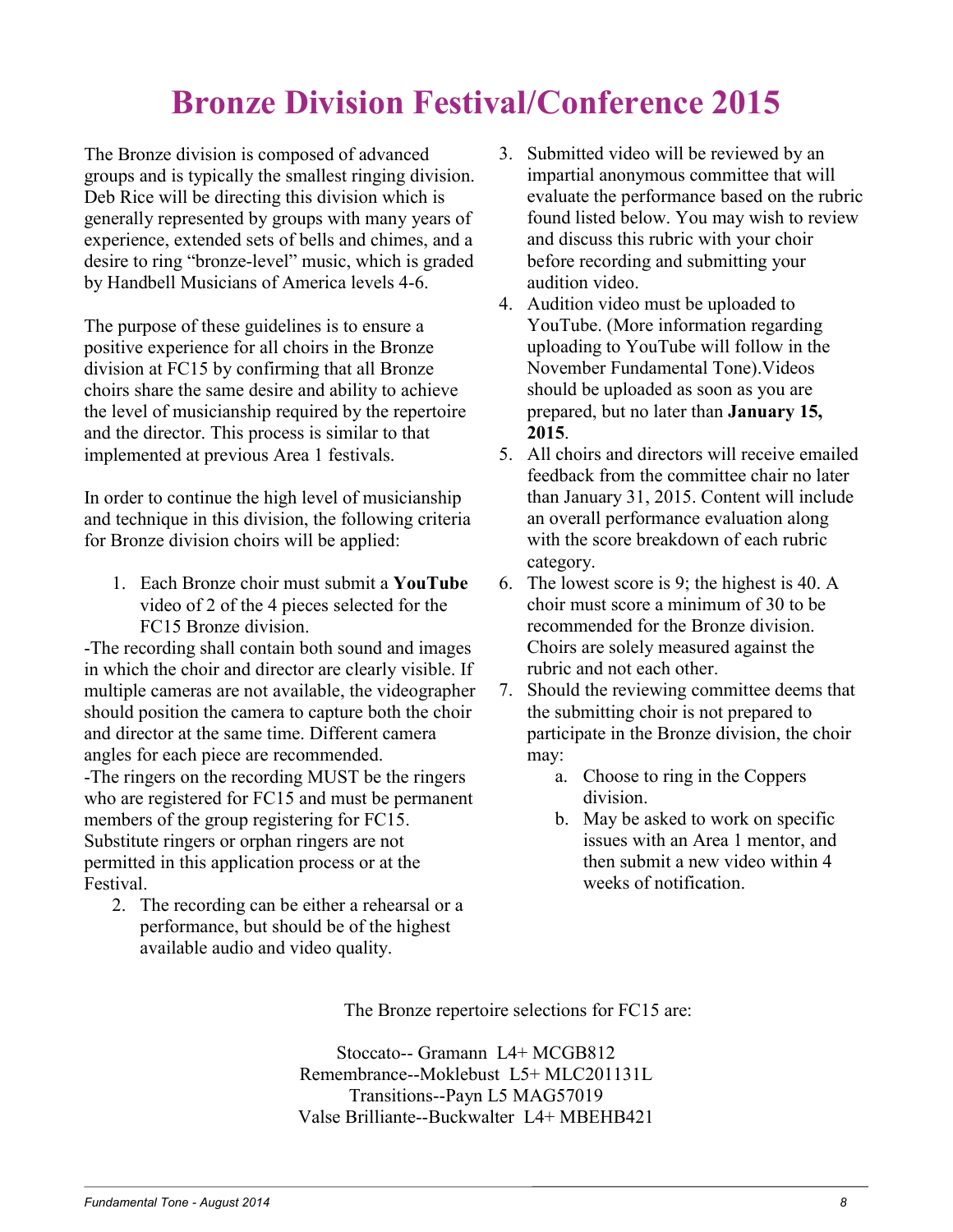# Bronze Division Festival/Conference 2015

The Bronze division is composed of advanced groups and is typically the smallest ringing division. Deb Rice will be directing this division which is generally represented by groups with many years of experience, extended sets of bells and chimes, and a desire to ring "bronze-level" music, which is graded by Handbell Musicians of America levels 4-6.

The purpose of these guidelines is to ensure a positive experience for all choirs in the Bronze division at FC15 by confirming that all Bronze choirs share the same desire and ability to achieve the level of musicianship required by the repertoire and the director. This process is similar to that implemented at previous Area 1 festivals.

In order to continue the high level of musicianship and technique in this division, the following criteria for Bronze division choirs will be applied:

1. Each Bronze choir must submit a **YouTube** video of 2 of the 4 pieces selected for the FC15 Bronze division.

-The recording shall contain both sound and images in which the choir and director are clearly visible. If multiple cameras are not available, the videographer should position the camera to capture both the choir and director at the same time. Different camera angles for each piece are recommended.

-The ringers on the recording MUST be the ringers who are registered for FC15 and must be permanent members of the group registering for FC15. Substitute ringers or orphan ringers are not permitted in this application process or at the Festival.

2. The recording can be either a rehearsal or a performance, but should be of the highest available audio and video quality.
3. Submitted video will be reviewed by an impartial anonymous committee that will evaluate the performance based on the rubric found listed below. You may wish to review and discuss this rubric with your choir before recording and submitting your audition video.
4. Audition video must be uploaded to YouTube. (More information regarding uploading to YouTube will follow in the November Fundamental Tone).Videos should be uploaded as soon as you are prepared, but no later than **January 15, 2015**.
5. All choirs and directors will receive emailed feedback from the committee chair no later than January 31, 2015. Content will include an overall performance evaluation along with the score breakdown of each rubric category.
6. The lowest score is 9; the highest is 40. A choir must score a minimum of 30 to be recommended for the Bronze division. Choirs are solely measured against the rubric and not each other.
7. Should the reviewing committee deems that the submitting choir is not prepared to participate in the Bronze division, the choir may:
   a. Choose to ring in the Coppers division.
   b. May be asked to work on specific issues with an Area 1 mentor, and then submit a new video within 4 weeks of notification.

The Bronze repertoire selections for FC15 are:

Stoccato-- Gramann L4+ MCGB812
Remembrance--Moklebust L5+ MLC201131L
Transitions--Payn L5 MAG57019
Valse Brilliante--Buckwalter L4+ MBEHB421